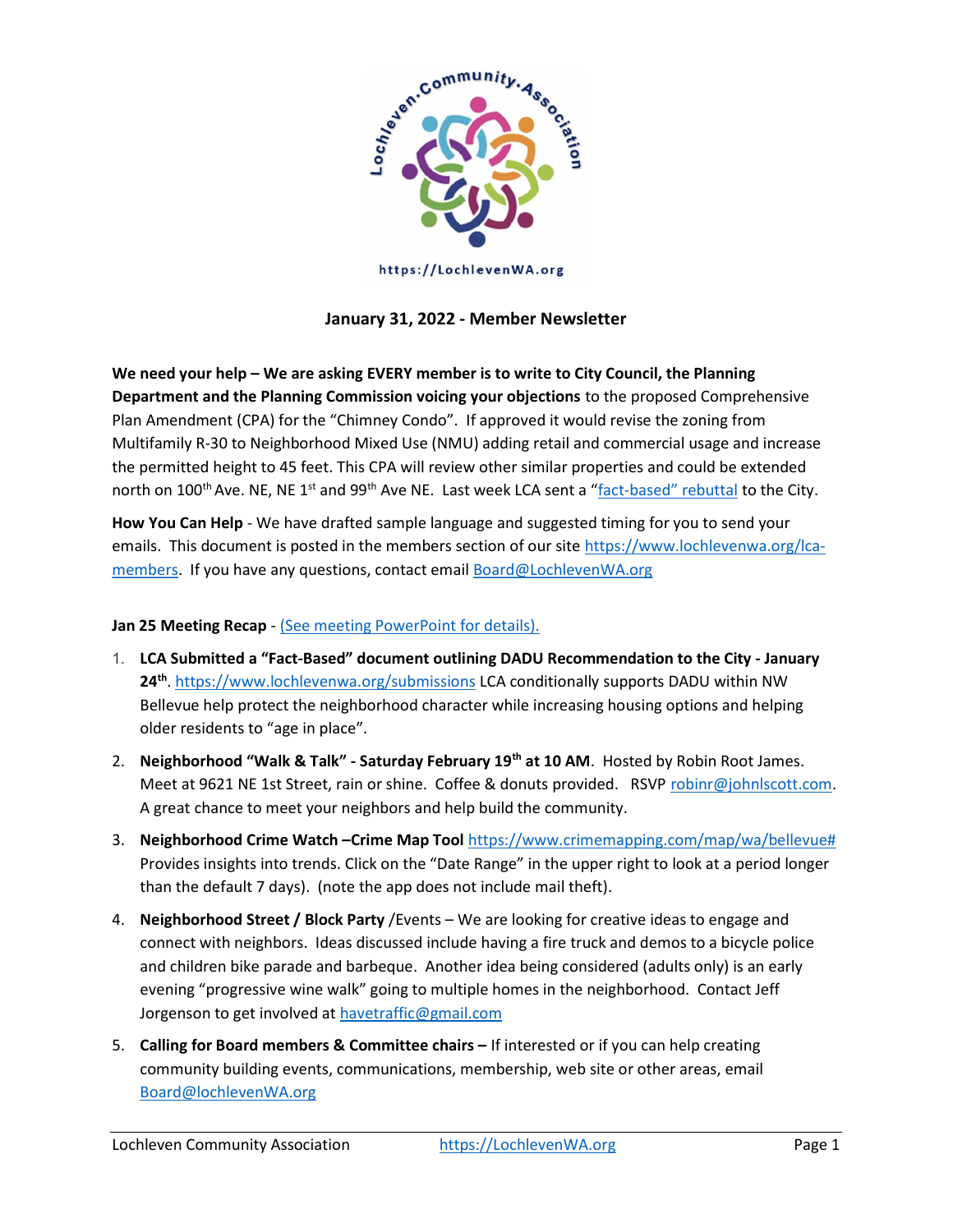Lochleven·Community·Association

https://LochlevenWA.org

**January 31, 2022 - Member Newsletter**

**We need your help – We are asking EVERY member is to write to City Council, the Planning Department and the Planning Commission voicing your objections** to the proposed Comprehensive Plan Amendment (CPA) for the "Chimney Condo". If approved it would revise the zoning from Multifamily R-30 to Neighborhood Mixed Use (NMU) adding retail and commercial usage and increase the permitted height to 45 feet. This CPA will review other similar properties and could be extended north on 100th Ave. NE, NE 1st and 99th Ave NE. Last week LCA sent a "fact-based" rebuttal to the City.

**How You Can Help** - We have drafted sample language and suggested timing for you to send your emails. This document is posted in the members section of our site https://www.lochlevenwa.org/lca-members. If you have any questions, contact email Board@LochlevenWA.org

**Jan 25 Meeting Recap** - (See meeting PowerPoint for details).

1. **LCA Submitted a "Fact-Based" document outlining DADU Recommendation to the City - January 24th**. https://www.lochlevenwa.org/submissions LCA conditionally supports DADU within NW Bellevue help protect the neighborhood character while increasing housing options and helping older residents to "age in place".
2. **Neighborhood "Walk & Talk" - Saturday February 19th at 10 AM**. Hosted by Robin Root James. Meet at 9621 NE 1st Street, rain or shine. Coffee & donuts provided. RSVP robinr@johnlscott.com. A great chance to meet your neighbors and help build the community.
3. **Neighborhood Crime Watch –Crime Map Tool** https://www.crimemapping.com/map/wa/bellevue# Provides insights into trends. Click on the "Date Range" in the upper right to look at a period longer than the default 7 days). (note the app does not include mail theft).
4. **Neighborhood Street / Block Party** /Events – We are looking for creative ideas to engage and connect with neighbors. Ideas discussed include having a fire truck and demos to a bicycle police and children bike parade and barbeque. Another idea being considered (adults only) is an early evening "progressive wine walk" going to multiple homes in the neighborhood. Contact Jeff Jorgenson to get involved at havetraffic@gmail.com
5. **Calling for Board members & Committee chairs –** If interested or if you can help creating community building events, communications, membership, web site or other areas, email Board@lochlevenWA.org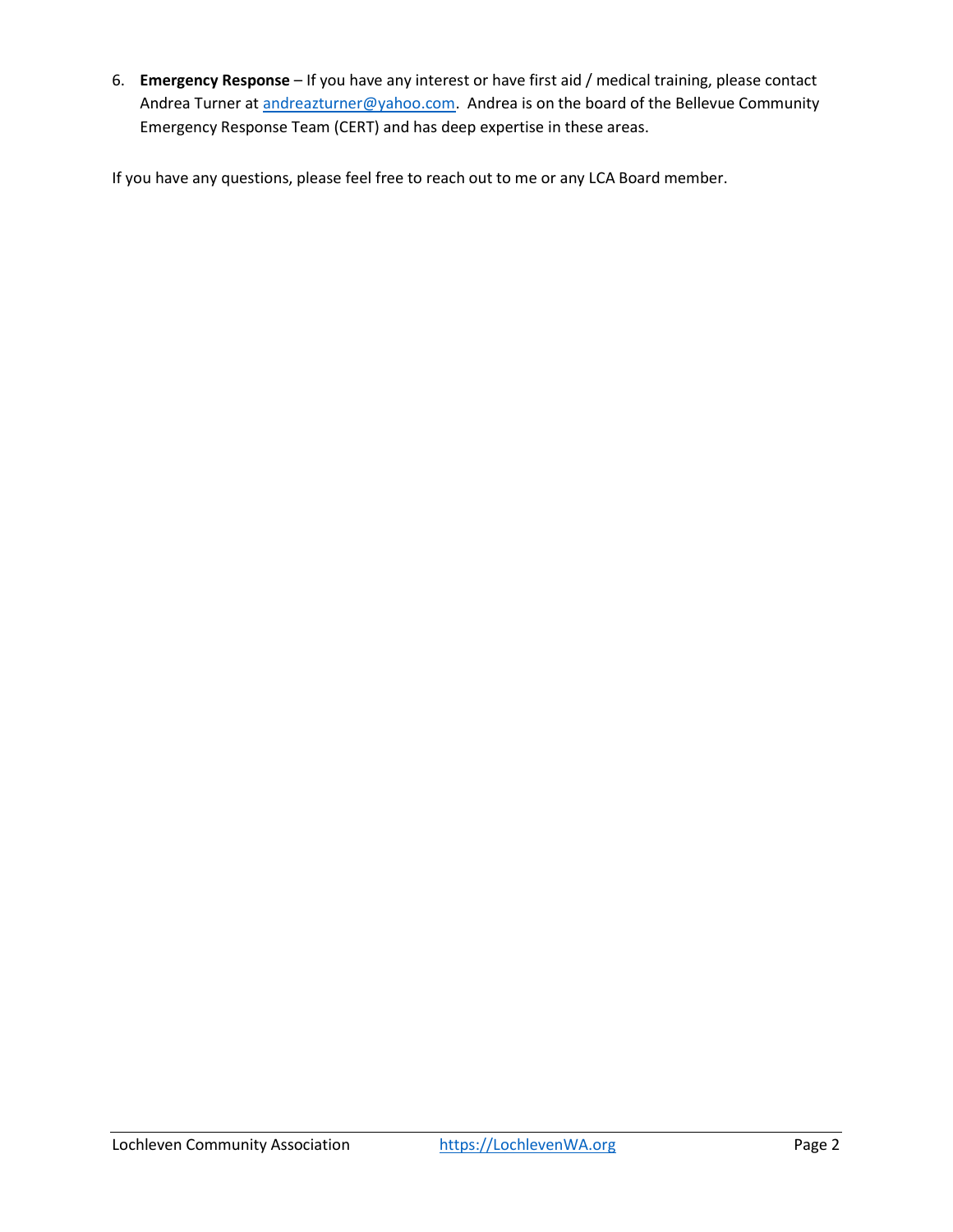6. **Emergency Response** – If you have any interest or have first aid / medical training, please contact Andrea Turner at andreazturner@yahoo.com. Andrea is on the board of the Bellevue Community Emergency Response Team (CERT) and has deep expertise in these areas.

If you have any questions, please feel free to reach out to me or any LCA Board member.